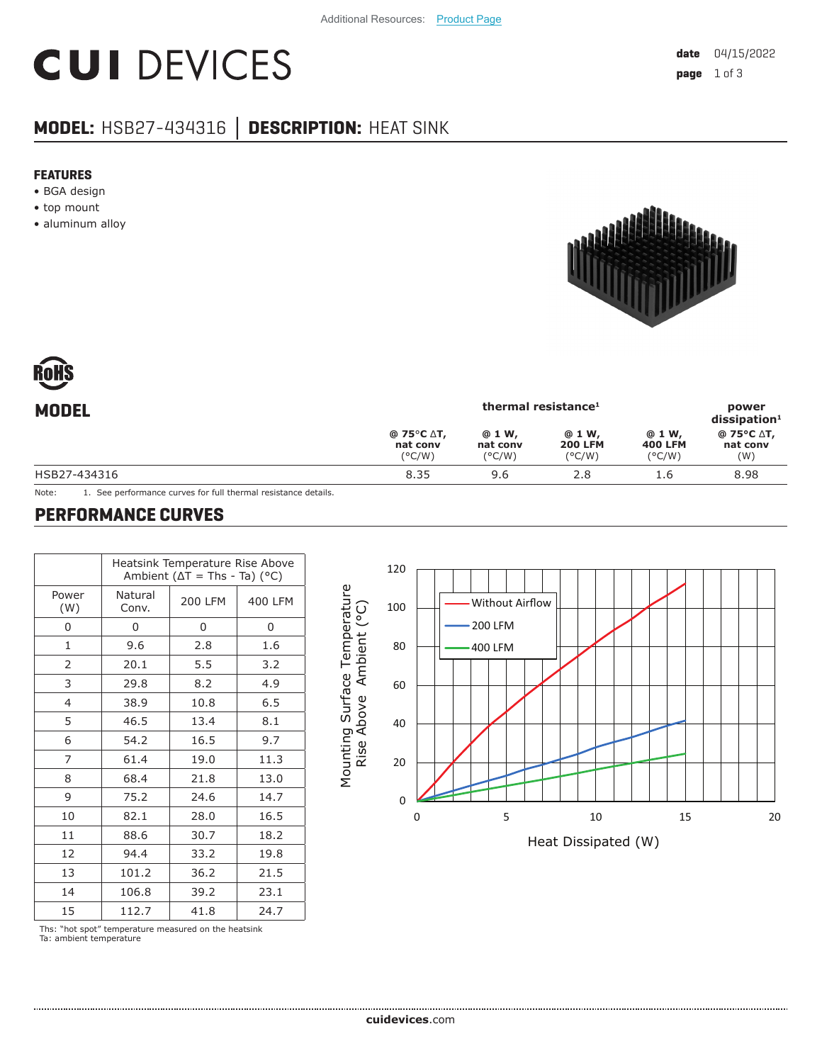Additional Resources: Product Page

# CUI DEVICES

date 04/15/2022

## MODEL: HSB27-434316 | DESCRIPTION: HEAT SINK

### FEATURES

- BGA design
- top mount
- aluminum alloy

## MODEL

| | thermal resistance[1] | | | | power dissipation[1] |
|---|---|---|---|---|---|
| | @ 75°C ΔT, nat conv (°C/W) | @ 1 W, nat conv (°C/W) | @ 1 W, 200 LFM (°C/W) | @ 1 W, 400 LFM (°C/W) | @ 75°C ΔT, nat conv (W) |
| HSB27-434316 | 8.35 | 9.6 | 2.8 | 1.6 | 8.98 |

Note: 1. See performance curves for full thermal resistance details.

## PERFORMANCE CURVES

| | Heatsink Temperature Rise Above Ambient (ΔT = Ths - Ta) (°C) | | |
|---|---|---|---|
| Power (W) | Natural Conv. | 200 LFM | 400 LFM |
| 0 | 0 | 0 | 0 |
| 1 | 9.6 | 2.8 | 1.6 |
| 2 | 20.1 | 5.5 | 3.2 |
| 3 | 29.8 | 8.2 | 4.9 |
| 4 | 38.9 | 10.8 | 6.5 |
| 5 | 46.5 | 13.4 | 8.1 |
| 6 | 54.2 | 16.5 | 9.7 |
| 7 | 61.4 | 19.0 | 11.3 |
| 8 | 68.4 | 21.8 | 13.0 |
| 9 | 75.2 | 24.6 | 14.7 |
| 10 | 82.1 | 28.0 | 16.5 |
| 11 | 88.6 | 30.7 | 18.2 |
| 12 | 94.4 | 33.2 | 19.8 |
| 13 | 101.2 | 36.2 | 21.5 |
| 14 | 106.8 | 39.2 | 23.1 |
| 15 | 112.7 | 41.8 | 24.7 |

Ths: "hot spot" temperature measured on the heatsink
Ta: ambient temperature

cuidevices.com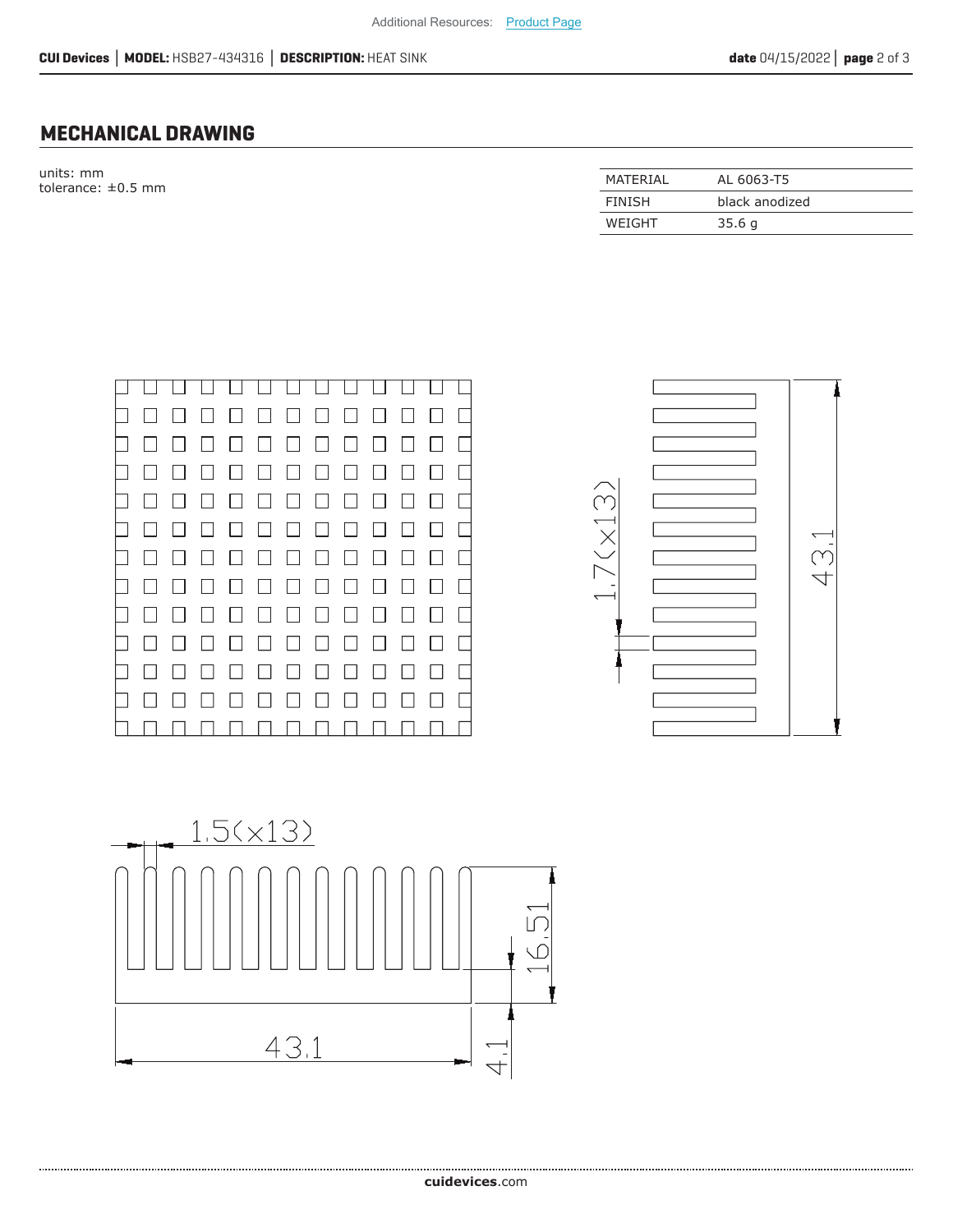## MECHANICAL DRAWING

units: mm
tolerance: ±0.5 mm

| MATERIAL | AL 6063-T5 |
|---|---|
| FINISH | black anodized |
| WEIGHT | 35.6 g |

1.7(×13)

43.1

1.5(×13)

16.51

43.1

4.1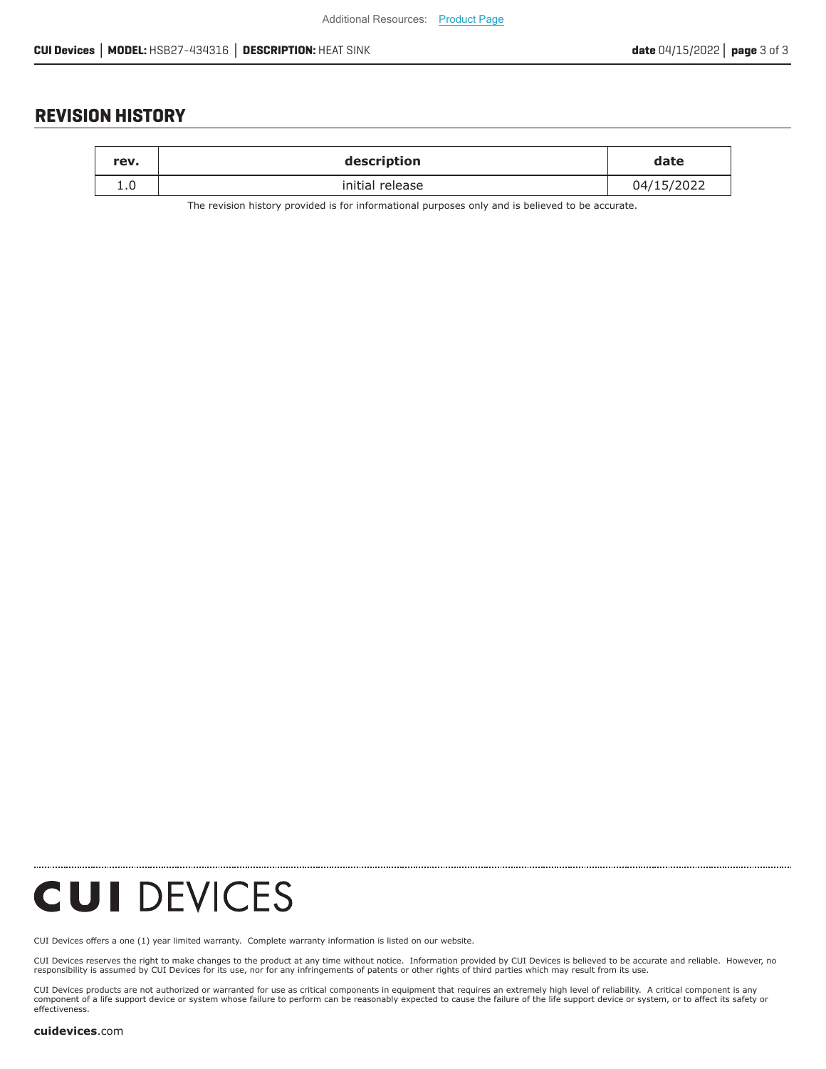## REVISION HISTORY

| rev. | description | date |
|---|---|---|
| 1.0 | initial release | 04/15/2022 |

The revision history provided is for informational purposes only and is believed to be accurate.

CUI DEVICES

CUI Devices offers a one (1) year limited warranty. Complete warranty information is listed on our website.

CUI Devices reserves the right to make changes to the product at any time without notice. Information provided by CUI Devices is believed to be accurate and reliable. However, no responsibility is assumed by CUI Devices for its use, nor for any infringements of patents or other rights of third parties which may result from its use.

CUI Devices products are not authorized or warranted for use as critical components in equipment that requires an extremely high level of reliability. A critical component is any component of a life support device or system whose failure to perform can be reasonably expected to cause the failure of the life support device or system, or to affect its safety or effectiveness.

**cuidevices**.com